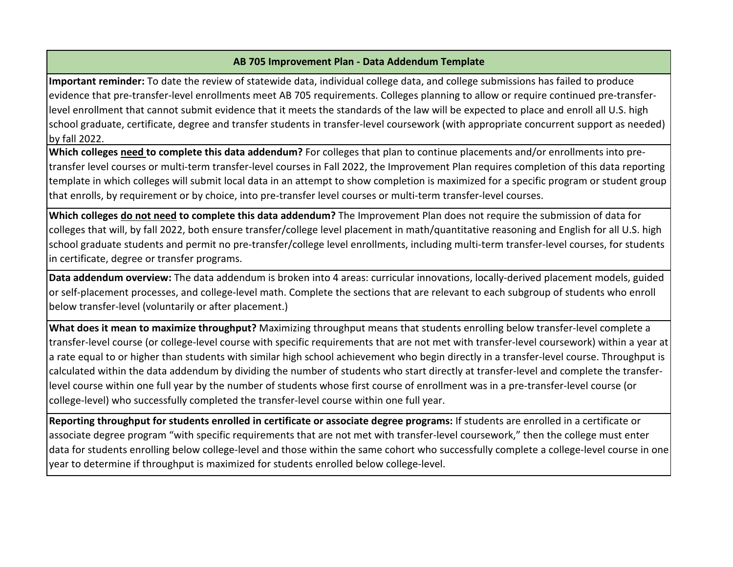## AB 705 Improvement Plan - Data Addendum Template

**Important reminder:** To date the review of statewide data, individual college data, and college submissions has failed to produce evidence that pre-transfer-level enrollments meet AB 705 requirements. Colleges planning to allow or require continued pre-transfer-level enrollment that cannot submit evidence that it meets the standards of the law will be expected to place and enroll all U.S. high school graduate, certificate, degree and transfer students in transfer-level coursework (with appropriate concurrent support as needed) by fall 2022.

**Which colleges <u>need</u> to complete this data addendum?** For colleges that plan to continue placements and/or enrollments into pre-transfer level courses or multi-term transfer-level courses in Fall 2022, the Improvement Plan requires completion of this data reporting template in which colleges will submit local data in an attempt to show completion is maximized for a specific program or student group that enrolls, by requirement or by choice, into pre-transfer level courses or multi-term transfer-level courses.

**Which colleges <u>do not need</u> to complete this data addendum?** The Improvement Plan does not require the submission of data for colleges that will, by fall 2022, both ensure transfer/college level placement in math/quantitative reasoning and English for all U.S. high school graduate students and permit no pre-transfer/college level enrollments, including multi-term transfer-level courses, for students in certificate, degree or transfer programs.

**Data addendum overview:** The data addendum is broken into 4 areas: curricular innovations, locally-derived placement models, guided or self-placement processes, and college-level math. Complete the sections that are relevant to each subgroup of students who enroll below transfer-level (voluntarily or after placement.)

**What does it mean to maximize throughput?** Maximizing throughput means that students enrolling below transfer-level complete a transfer-level course (or college-level course with specific requirements that are not met with transfer-level coursework) within a year at a rate equal to or higher than students with similar high school achievement who begin directly in a transfer-level course. Throughput is calculated within the data addendum by dividing the number of students who start directly at transfer-level and complete the transfer-level course within one full year by the number of students whose first course of enrollment was in a pre-transfer-level course (or college-level) who successfully completed the transfer-level course within one full year.

**Reporting throughput for students enrolled in certificate or associate degree programs:** If students are enrolled in a certificate or associate degree program "with specific requirements that are not met with transfer-level coursework," then the college must enter data for students enrolling below college-level and those within the same cohort who successfully complete a college-level course in one year to determine if throughput is maximized for students enrolled below college-level.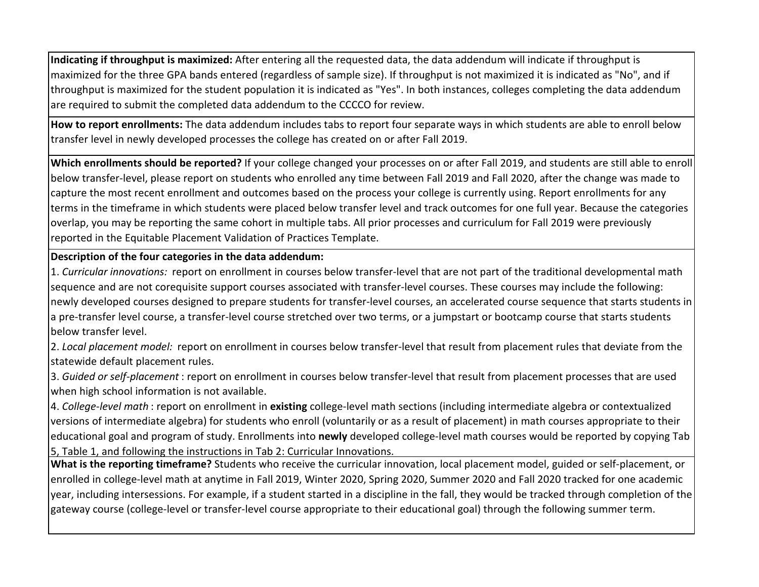**Indicating if throughput is maximized:** After entering all the requested data, the data addendum will indicate if throughput is maximized for the three GPA bands entered (regardless of sample size). If throughput is not maximized it is indicated as "No", and if throughput is maximized for the student population it is indicated as "Yes". In both instances, colleges completing the data addendum are required to submit the completed data addendum to the CCCCO for review.

**How to report enrollments:** The data addendum includes tabs to report four separate ways in which students are able to enroll below transfer level in newly developed processes the college has created on or after Fall 2019.

**Which enrollments should be reported?** If your college changed your processes on or after Fall 2019, and students are still able to enroll below transfer-level, please report on students who enrolled any time between Fall 2019 and Fall 2020, after the change was made to capture the most recent enrollment and outcomes based on the process your college is currently using. Report enrollments for any terms in the timeframe in which students were placed below transfer level and track outcomes for one full year. Because the categories overlap, you may be reporting the same cohort in multiple tabs. All prior processes and curriculum for Fall 2019 were previously reported in the Equitable Placement Validation of Practices Template.

**Description of the four categories in the data addendum:**

1. *Curricular innovations:* report on enrollment in courses below transfer-level that are not part of the traditional developmental math sequence and are not corequisite support courses associated with transfer-level courses. These courses may include the following: newly developed courses designed to prepare students for transfer-level courses, an accelerated course sequence that starts students in a pre-transfer level course, a transfer-level course stretched over two terms, or a jumpstart or bootcamp course that starts students below transfer level.
2. *Local placement model:* report on enrollment in courses below transfer-level that result from placement rules that deviate from the statewide default placement rules.
3. *Guided or self-placement* : report on enrollment in courses below transfer-level that result from placement processes that are used when high school information is not available.
4. *College-level math* : report on enrollment in **existing** college-level math sections (including intermediate algebra or contextualized versions of intermediate algebra) for students who enroll (voluntarily or as a result of placement) in math courses appropriate to their educational goal and program of study. Enrollments into **newly** developed college-level math courses would be reported by copying Tab 5, Table 1, and following the instructions in Tab 2: Curricular Innovations.

**What is the reporting timeframe?** Students who receive the curricular innovation, local placement model, guided or self-placement, or enrolled in college-level math at anytime in Fall 2019, Winter 2020, Spring 2020, Summer 2020 and Fall 2020 tracked for one academic year, including intersessions. For example, if a student started in a discipline in the fall, they would be tracked through completion of the gateway course (college-level or transfer-level course appropriate to their educational goal) through the following summer term.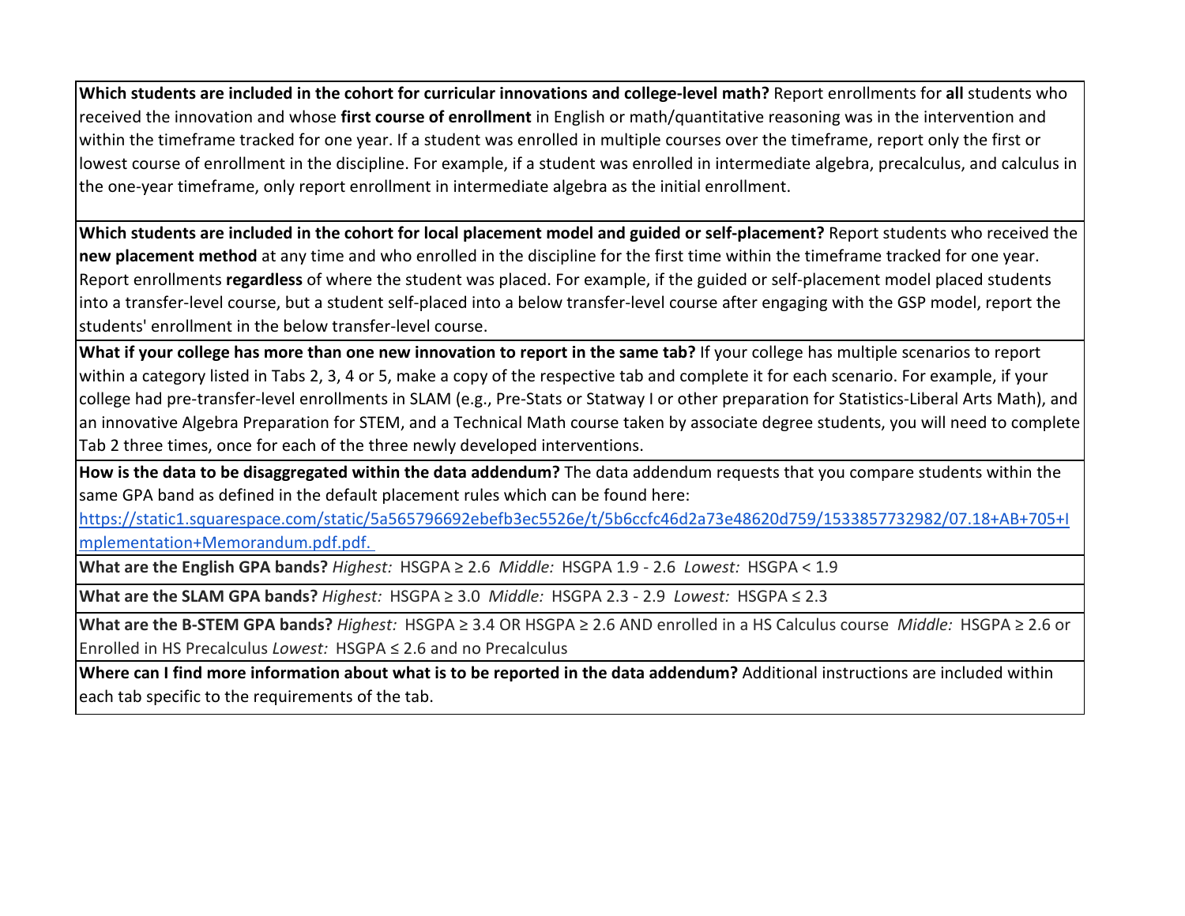**Which students are included in the cohort for curricular innovations and college-level math?** Report enrollments for **all** students who received the innovation and whose **first course of enrollment** in English or math/quantitative reasoning was in the intervention and within the timeframe tracked for one year. If a student was enrolled in multiple courses over the timeframe, report only the first or lowest course of enrollment in the discipline. For example, if a student was enrolled in intermediate algebra, precalculus, and calculus in the one-year timeframe, only report enrollment in intermediate algebra as the initial enrollment.

**Which students are included in the cohort for local placement model and guided or self-placement?** Report students who received the **new placement method** at any time and who enrolled in the discipline for the first time within the timeframe tracked for one year. Report enrollments **regardless** of where the student was placed. For example, if the guided or self-placement model placed students into a transfer-level course, but a student self-placed into a below transfer-level course after engaging with the GSP model, report the students' enrollment in the below transfer-level course.

**What if your college has more than one new innovation to report in the same tab?** If your college has multiple scenarios to report within a category listed in Tabs 2, 3, 4 or 5, make a copy of the respective tab and complete it for each scenario. For example, if your college had pre-transfer-level enrollments in SLAM (e.g., Pre-Stats or Statway I or other preparation for Statistics-Liberal Arts Math), and an innovative Algebra Preparation for STEM, and a Technical Math course taken by associate degree students, you will need to complete Tab 2 three times, once for each of the three newly developed interventions.

**How is the data to be disaggregated within the data addendum?** The data addendum requests that you compare students within the same GPA band as defined in the default placement rules which can be found here: https://static1.squarespace.com/static/5a565796692ebefb3ec5526e/t/5b6ccfc46d2a73e48620d759/1533857732982/07.18+AB+705+Implementation+Memorandum.pdf.pdf.

**What are the English GPA bands?** *Highest:* HSGPA ≥ 2.6 *Middle:* HSGPA 1.9 - 2.6 *Lowest:* HSGPA < 1.9

**What are the SLAM GPA bands?** *Highest:* HSGPA ≥ 3.0 *Middle:* HSGPA 2.3 - 2.9 *Lowest:* HSGPA ≤ 2.3

**What are the B-STEM GPA bands?** *Highest:* HSGPA ≥ 3.4 OR HSGPA ≥ 2.6 AND enrolled in a HS Calculus course *Middle:* HSGPA ≥ 2.6 or Enrolled in HS Precalculus *Lowest:* HSGPA ≤ 2.6 and no Precalculus

**Where can I find more information about what is to be reported in the data addendum?** Additional instructions are included within each tab specific to the requirements of the tab.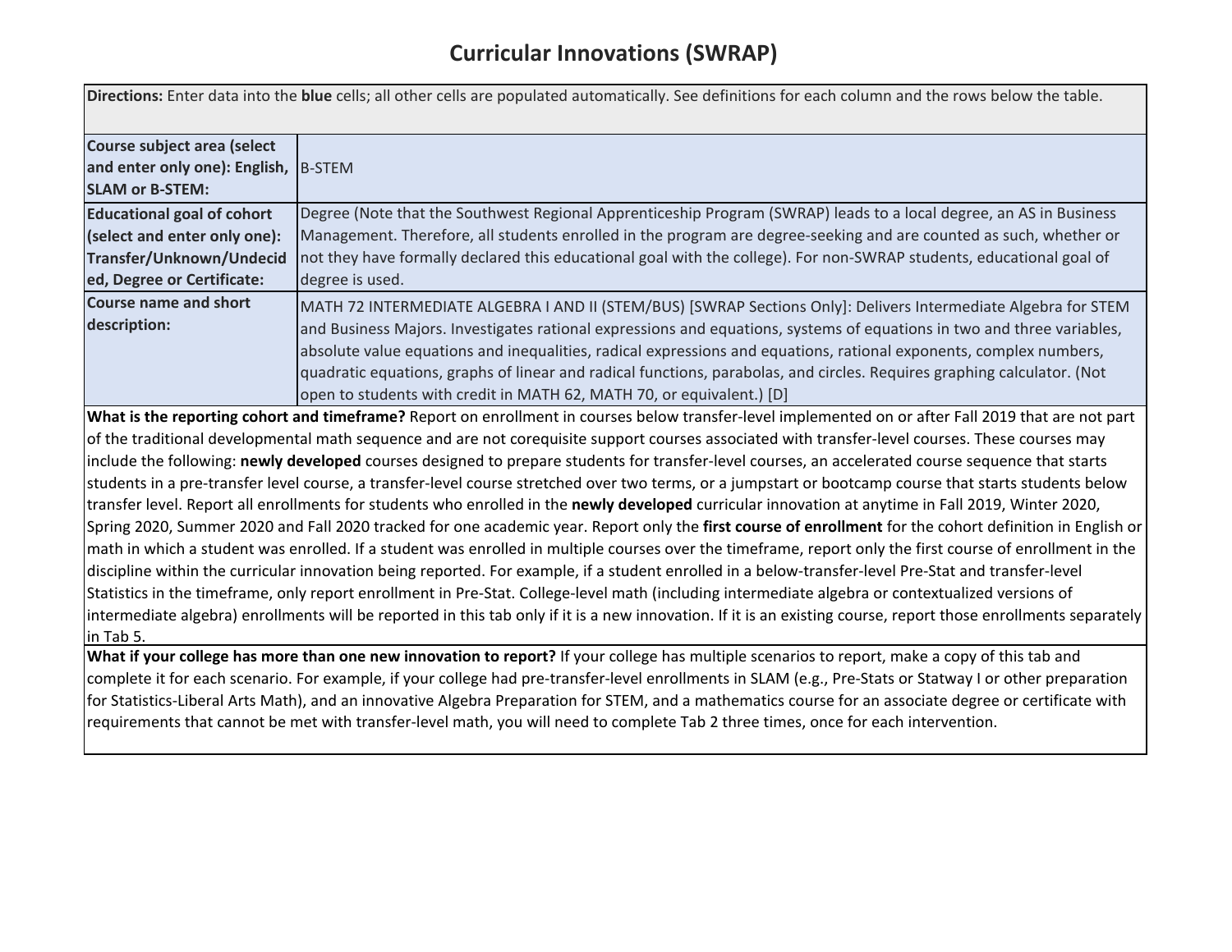# Curricular Innovations (SWRAP)

| **Directions:** Enter data into the **blue** cells; all other cells are populated automatically. See definitions for each column and the rows below the table. | |
|---|---|
| **Course subject area (select and enter only one): English, SLAM or B-STEM:** | B-STEM |
| **Educational goal of cohort (select and enter only one): Transfer/Unknown/Undecided, Degree or Certificate:** | Degree (Note that the Southwest Regional Apprenticeship Program (SWRAP) leads to a local degree, an AS in Business Management. Therefore, all students enrolled in the program are degree-seeking and are counted as such, whether or not they have formally declared this educational goal with the college). For non-SWRAP students, educational goal of degree is used. |
| **Course name and short description:** | MATH 72 INTERMEDIATE ALGEBRA I AND II (STEM/BUS) [SWRAP Sections Only]: Delivers Intermediate Algebra for STEM and Business Majors. Investigates rational expressions and equations, systems of equations in two and three variables, absolute value equations and inequalities, radical expressions and equations, rational exponents, complex numbers, quadratic equations, graphs of linear and radical functions, parabolas, and circles. Requires graphing calculator. (Not open to students with credit in MATH 62, MATH 70, or equivalent.) [D] |

**What is the reporting cohort and timeframe?** Report on enrollment in courses below transfer-level implemented on or after Fall 2019 that are not part of the traditional developmental math sequence and are not corequisite support courses associated with transfer-level courses. These courses may include the following: **newly developed** courses designed to prepare students for transfer-level courses, an accelerated course sequence that starts students in a pre-transfer level course, a transfer-level course stretched over two terms, or a jumpstart or bootcamp course that starts students below transfer level. Report all enrollments for students who enrolled in the **newly developed** curricular innovation at anytime in Fall 2019, Winter 2020, Spring 2020, Summer 2020 and Fall 2020 tracked for one academic year. Report only the **first course of enrollment** for the cohort definition in English or math in which a student was enrolled. If a student was enrolled in multiple courses over the timeframe, report only the first course of enrollment in the discipline within the curricular innovation being reported. For example, if a student enrolled in a below-transfer-level Pre-Stat and transfer-level Statistics in the timeframe, only report enrollment in Pre-Stat. College-level math (including intermediate algebra or contextualized versions of intermediate algebra) enrollments will be reported in this tab only if it is a new innovation. If it is an existing course, report those enrollments separately in Tab 5.

**What if your college has more than one new innovation to report?** If your college has multiple scenarios to report, make a copy of this tab and complete it for each scenario. For example, if your college had pre-transfer-level enrollments in SLAM (e.g., Pre-Stats or Statway I or other preparation for Statistics-Liberal Arts Math), and an innovative Algebra Preparation for STEM, and a mathematics course for an associate degree or certificate with requirements that cannot be met with transfer-level math, you will need to complete Tab 2 three times, once for each intervention.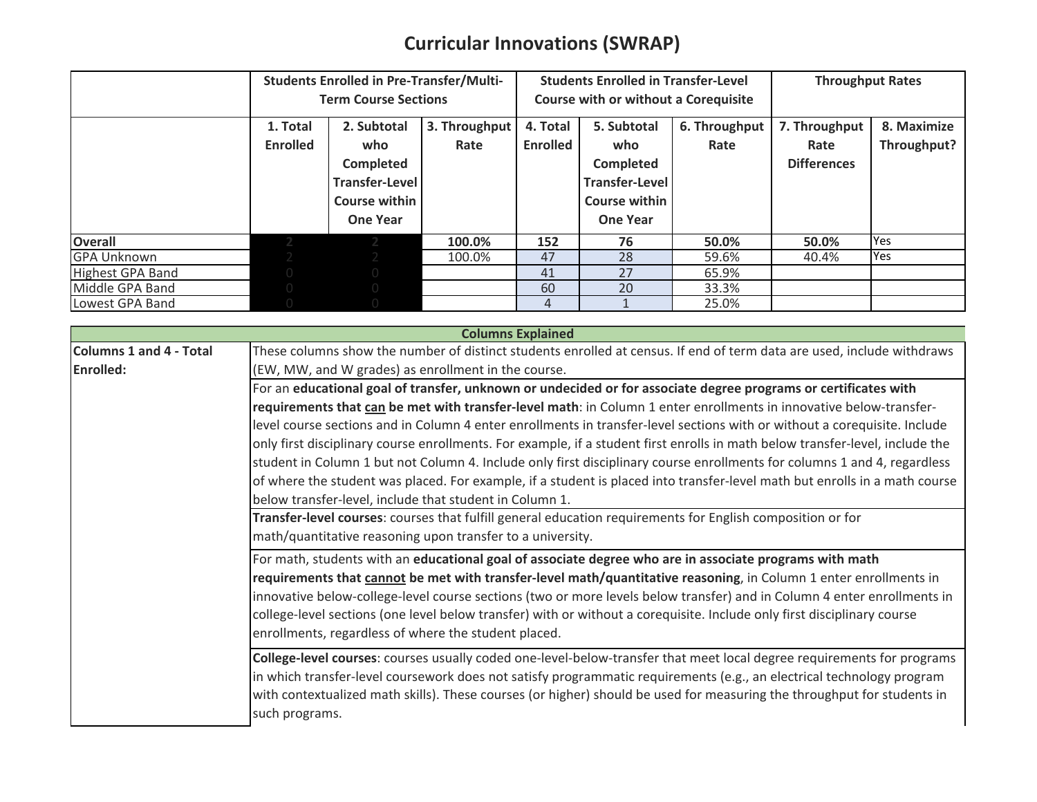# Curricular Innovations (SWRAP)

| | Students Enrolled in Pre-Transfer/Multi-Term Course Sections | | | Students Enrolled in Transfer-Level Course with or without a Corequisite | | | Throughput Rates | |
|---|---|---|---|---|---|---|---|---|
| | 1. Total Enrolled | 2. Subtotal who Completed Transfer-Level Course within One Year | 3. Throughput Rate | 4. Total Enrolled | 5. Subtotal who Completed Transfer-Level Course within One Year | 6. Throughput Rate | 7. Throughput Rate Differences | 8. Maximize Throughput? |
| **Overall** | 2 | 2 | **100.0%** | **152** | **76** | **50.0%** | **50.0%** | Yes |
| GPA Unknown | 2 | 2 | 100.0% | 47 | 28 | 59.6% | 40.4% | Yes |
| Highest GPA Band | 0 | 0 | | 41 | 27 | 65.9% | | |
| Middle GPA Band | 0 | 0 | | 60 | 20 | 33.3% | | |
| Lowest GPA Band | 0 | 0 | | 4 | 1 | 25.0% | | |

| Columns Explained | |
|---|---|
| **Columns 1 and 4 - Total Enrolled:** | These columns show the number of distinct students enrolled at census. If end of term data are used, include withdraws (EW, MW, and W grades) as enrollment in the course. |
| | For an **educational goal of transfer, unknown or undecided or for associate degree programs or certificates with requirements that can be met with transfer-level math**: in Column 1 enter enrollments in innovative below-transfer-level course sections and in Column 4 enter enrollments in transfer-level sections with or without a corequisite. Include only first disciplinary course enrollments. For example, if a student first enrolls in math below transfer-level, include the student in Column 1 but not Column 4. Include only first disciplinary course enrollments for columns 1 and 4, regardless of where the student was placed. For example, if a student is placed into transfer-level math but enrolls in a math course below transfer-level, include that student in Column 1. |
| | **Transfer-level courses**: courses that fulfill general education requirements for English composition or for math/quantitative reasoning upon transfer to a university. |
| | For math, students with an **educational goal of associate degree who are in associate programs with math requirements that cannot be met with transfer-level math/quantitative reasoning**, in Column 1 enter enrollments in innovative below-college-level course sections (two or more levels below transfer) and in Column 4 enter enrollments in college-level sections (one level below transfer) with or without a corequisite. Include only first disciplinary course enrollments, regardless of where the student placed. |
| | **College-level courses**: courses usually coded one-level-below-transfer that meet local degree requirements for programs in which transfer-level coursework does not satisfy programmatic requirements (e.g., an electrical technology program with contextualized math skills). These courses (or higher) should be used for measuring the throughput for students in such programs. |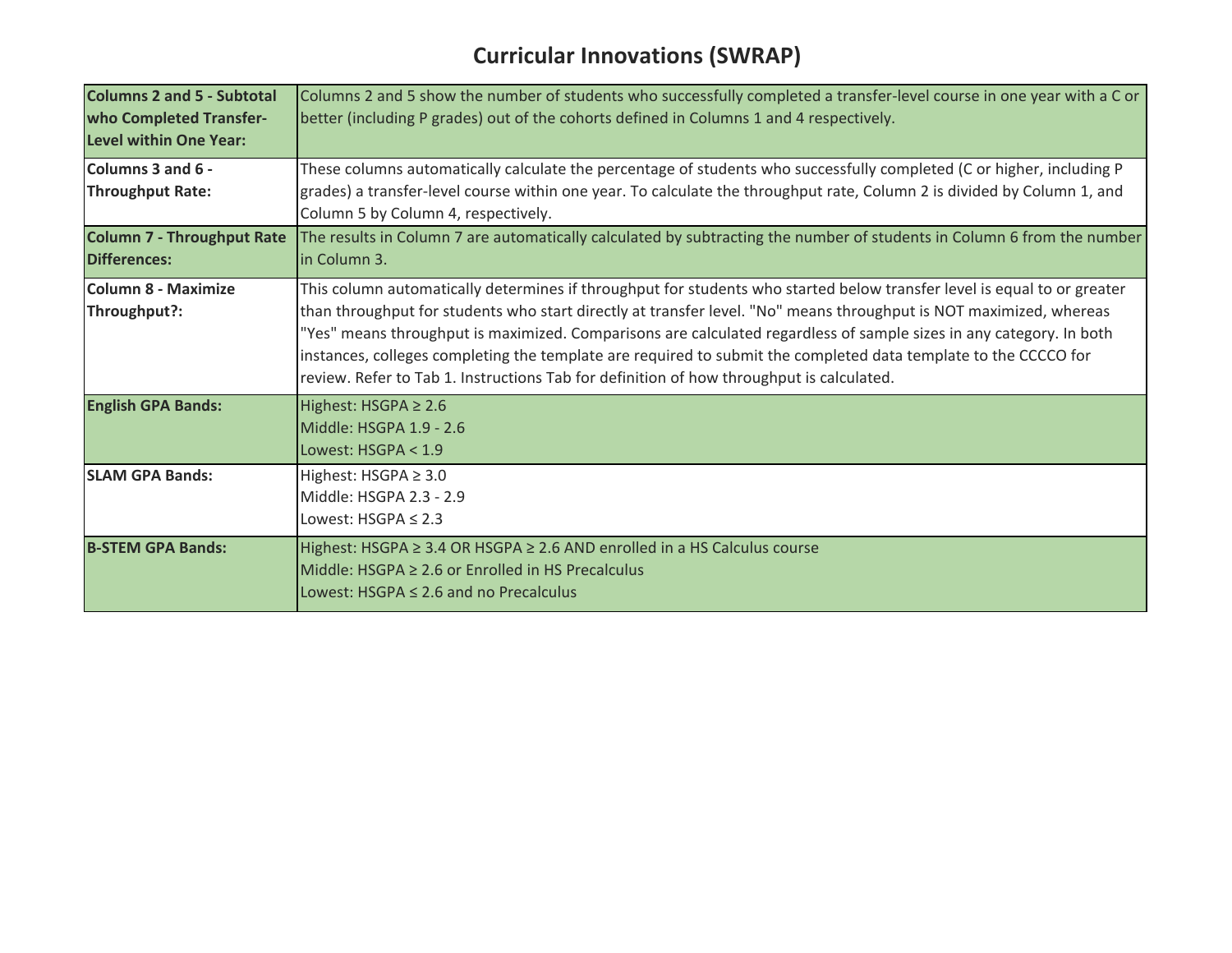# Curricular Innovations (SWRAP)

| | |
|---|---|
| **Columns 2 and 5 - Subtotal who Completed Transfer-Level within One Year:** | Columns 2 and 5 show the number of students who successfully completed a transfer-level course in one year with a C or better (including P grades) out of the cohorts defined in Columns 1 and 4 respectively. |
| **Columns 3 and 6 - Throughput Rate:** | These columns automatically calculate the percentage of students who successfully completed (C or higher, including P grades) a transfer-level course within one year. To calculate the throughput rate, Column 2 is divided by Column 1, and Column 5 by Column 4, respectively. |
| **Column 7 - Throughput Rate Differences:** | The results in Column 7 are automatically calculated by subtracting the number of students in Column 6 from the number in Column 3. |
| **Column 8 - Maximize Throughput?:** | This column automatically determines if throughput for students who started below transfer level is equal to or greater than throughput for students who start directly at transfer level. "No" means throughput is NOT maximized, whereas "Yes" means throughput is maximized. Comparisons are calculated regardless of sample sizes in any category. In both instances, colleges completing the template are required to submit the completed data template to the CCCCO for review. Refer to Tab 1. Instructions Tab for definition of how throughput is calculated. |
| **English GPA Bands:** | Highest: HSGPA ≥ 2.6<br>Middle: HSGPA 1.9 - 2.6<br>Lowest: HSGPA < 1.9 |
| **SLAM GPA Bands:** | Highest: HSGPA ≥ 3.0<br>Middle: HSGPA 2.3 - 2.9<br>Lowest: HSGPA ≤ 2.3 |
| **B-STEM GPA Bands:** | Highest: HSGPA ≥ 3.4 OR HSGPA ≥ 2.6 AND enrolled in a HS Calculus course<br>Middle: HSGPA ≥ 2.6 or Enrolled in HS Precalculus<br>Lowest: HSGPA ≤ 2.6 and no Precalculus |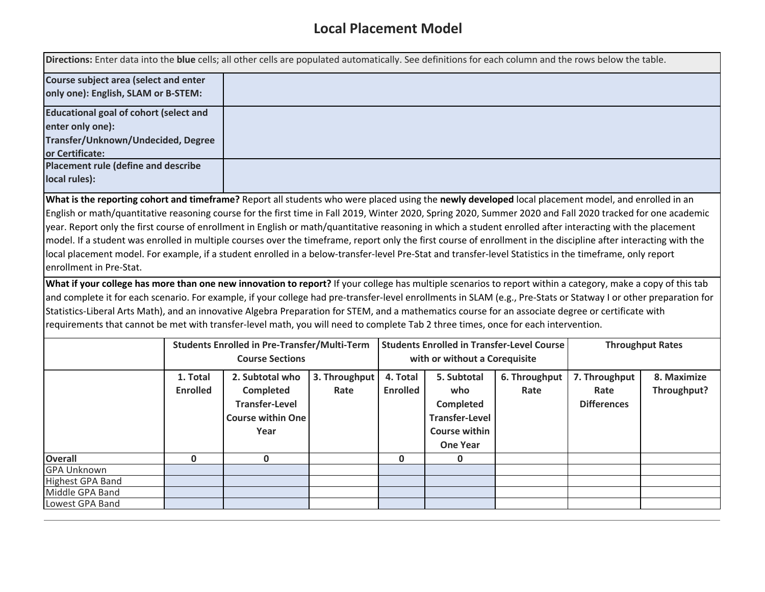# Local Placement Model

| **Directions:** Enter data into the **blue** cells; all other cells are populated automatically. See definitions for each column and the rows below the table. | |
|---|---|
| **Course subject area (select and enter only one): English, SLAM or B-STEM:** | |
| **Educational goal of cohort (select and enter only one): Transfer/Unknown/Undecided, Degree or Certificate:** | |
| **Placement rule (define and describe local rules):** | |

**What is the reporting cohort and timeframe?** Report all students who were placed using the **newly developed** local placement model, and enrolled in an English or math/quantitative reasoning course for the first time in Fall 2019, Winter 2020, Spring 2020, Summer 2020 and Fall 2020 tracked for one academic year. Report only the first course of enrollment in English or math/quantitative reasoning in which a student enrolled after interacting with the placement model. If a student was enrolled in multiple courses over the timeframe, report only the first course of enrollment in the discipline after interacting with the local placement model. For example, if a student enrolled in a below-transfer-level Pre-Stat and transfer-level Statistics in the timeframe, only report enrollment in Pre-Stat.

**What if your college has more than one new innovation to report?** If your college has multiple scenarios to report within a category, make a copy of this tab and complete it for each scenario. For example, if your college had pre-transfer-level enrollments in SLAM (e.g., Pre-Stats or Statway I or other preparation for Statistics-Liberal Arts Math), and an innovative Algebra Preparation for STEM, and a mathematics course for an associate degree or certificate with requirements that cannot be met with transfer-level math, you will need to complete Tab 2 three times, once for each intervention.

| | Students Enrolled in Pre-Transfer/Multi-Term Course Sections | | | Students Enrolled in Transfer-Level Course with or without a Corequisite | | | Throughput Rates | |
|---|---|---|---|---|---|---|---|---|
| | **1. Total Enrolled** | **2. Subtotal who Completed Transfer-Level Course within One Year** | **3. Throughput Rate** | **4. Total Enrolled** | **5. Subtotal who Completed Transfer-Level Course within One Year** | **6. Throughput Rate** | **7. Throughput Rate Differences** | **8. Maximize Throughput?** |
| **Overall** | 0 | 0 | | 0 | 0 | | | |
| GPA Unknown | | | | | | | | |
| Highest GPA Band | | | | | | | | |
| Middle GPA Band | | | | | | | | |
| Lowest GPA Band | | | | | | | | |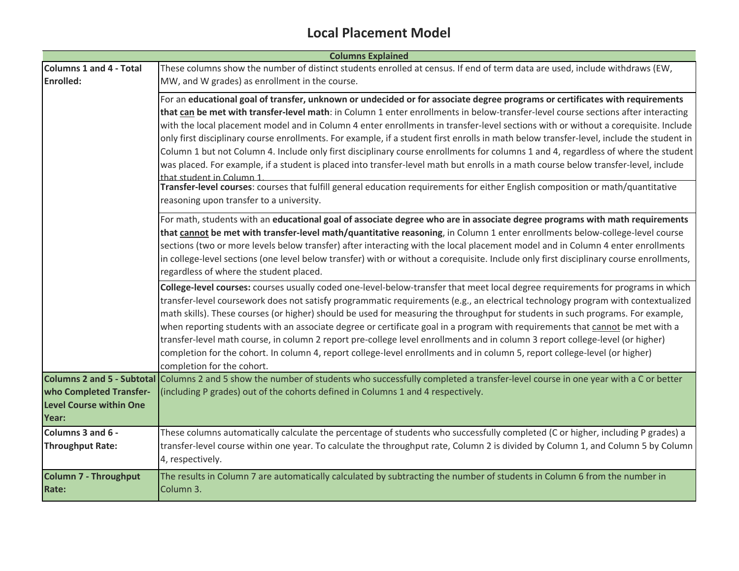# Local Placement Model

| Columns Explained | |
|---|---|
| **Columns 1 and 4 - Total Enrolled:** | These columns show the number of distinct students enrolled at census. If end of term data are used, include withdraws (EW, MW, and W grades) as enrollment in the course. |
| | For an **educational goal of transfer, unknown or undecided or for associate degree programs or certificates with requirements that can be met with transfer-level math**: in Column 1 enter enrollments in below-transfer-level course sections after interacting with the local placement model and in Column 4 enter enrollments in transfer-level sections with or without a corequisite. Include only first disciplinary course enrollments. For example, if a student first enrolls in math below transfer-level, include the student in Column 1 but not Column 4. Include only first disciplinary course enrollments for columns 1 and 4, regardless of where the student was placed. For example, if a student is placed into transfer-level math but enrolls in a math course below transfer-level, include that student in Column 1. |
| | **Transfer-level courses**: courses that fulfill general education requirements for either English composition or math/quantitative reasoning upon transfer to a university. |
| | For math, students with an **educational goal of associate degree who are in associate degree programs with math requirements that cannot be met with transfer-level math/quantitative reasoning**, in Column 1 enter enrollments below-college-level course sections (two or more levels below transfer) after interacting with the local placement model and in Column 4 enter enrollments in college-level sections (one level below transfer) with or without a corequisite. Include only first disciplinary course enrollments, regardless of where the student placed. |
| | **College-level courses:** courses usually coded one-level-below-transfer that meet local degree requirements for programs in which transfer-level coursework does not satisfy programmatic requirements (e.g., an electrical technology program with contextualized math skills). These courses (or higher) should be used for measuring the throughput for students in such programs. For example, when reporting students with an associate degree or certificate goal in a program with requirements that cannot be met with a transfer-level math course, in column 2 report pre-college level enrollments and in column 3 report college-level (or higher) completion for the cohort. In column 4, report college-level enrollments and in column 5, report college-level (or higher) completion for the cohort. |
| **Columns 2 and 5 - Subtotal who Completed Transfer-Level Course within One Year:** | Columns 2 and 5 show the number of students who successfully completed a transfer-level course in one year with a C or better (including P grades) out of the cohorts defined in Columns 1 and 4 respectively. |
| **Columns 3 and 6 - Throughput Rate:** | These columns automatically calculate the percentage of students who successfully completed (C or higher, including P grades) a transfer-level course within one year. To calculate the throughput rate, Column 2 is divided by Column 1, and Column 5 by Column 4, respectively. |
| **Column 7 - Throughput Rate:** | The results in Column 7 are automatically calculated by subtracting the number of students in Column 6 from the number in Column 3. |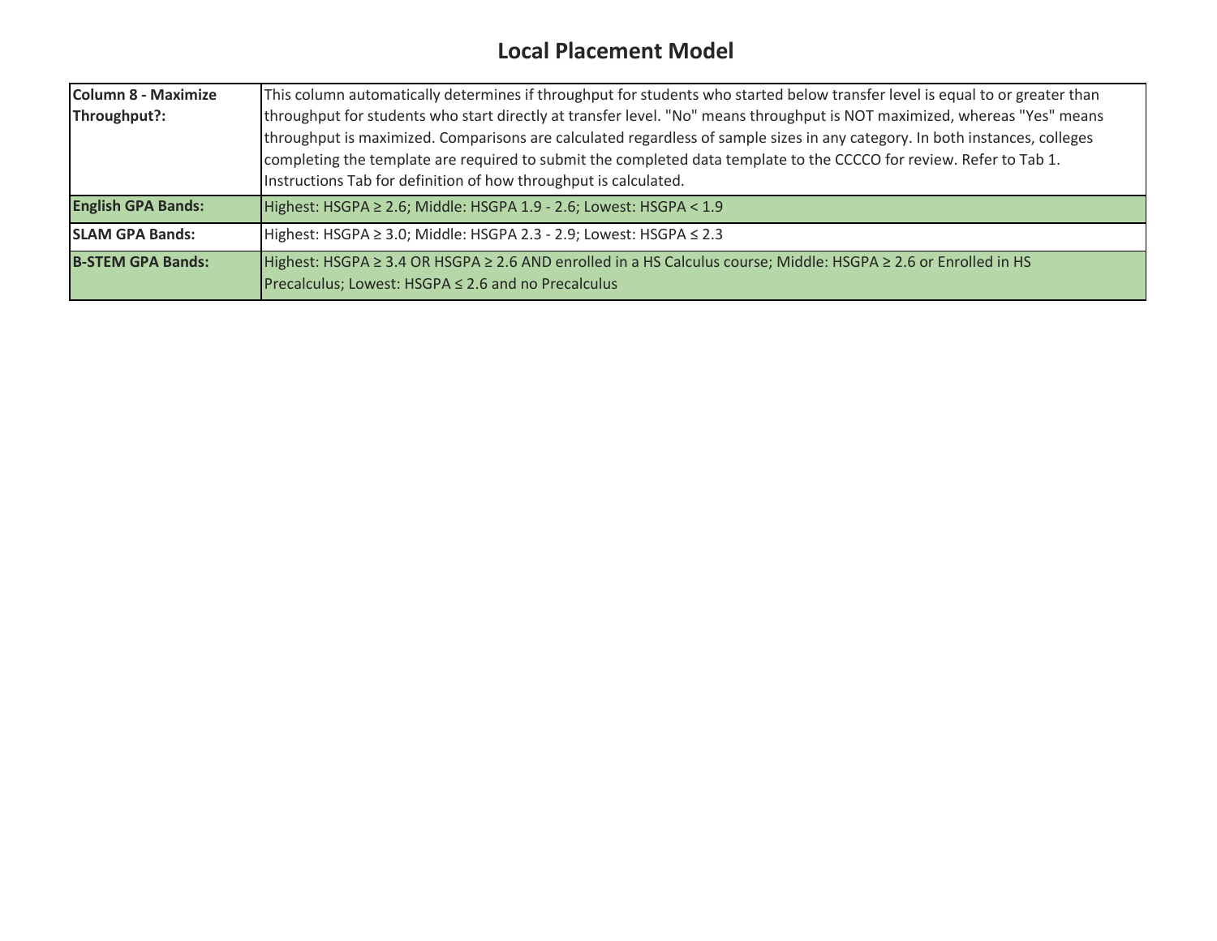# Local Placement Model

| | |
|---|---|
| **Column 8 - Maximize Throughput?:** | This column automatically determines if throughput for students who started below transfer level is equal to or greater than throughput for students who start directly at transfer level. "No" means throughput is NOT maximized, whereas "Yes" means throughput is maximized. Comparisons are calculated regardless of sample sizes in any category. In both instances, colleges completing the template are required to submit the completed data template to the CCCCO for review. Refer to Tab 1. Instructions Tab for definition of how throughput is calculated. |
| **English GPA Bands:** | Highest: HSGPA ≥ 2.6; Middle: HSGPA 1.9 - 2.6; Lowest: HSGPA < 1.9 |
| **SLAM GPA Bands:** | Highest: HSGPA ≥ 3.0; Middle: HSGPA 2.3 - 2.9; Lowest: HSGPA ≤ 2.3 |
| **B-STEM GPA Bands:** | Highest: HSGPA ≥ 3.4 OR HSGPA ≥ 2.6 AND enrolled in a HS Calculus course; Middle: HSGPA ≥ 2.6 or Enrolled in HS Precalculus; Lowest: HSGPA ≤ 2.6 and no Precalculus |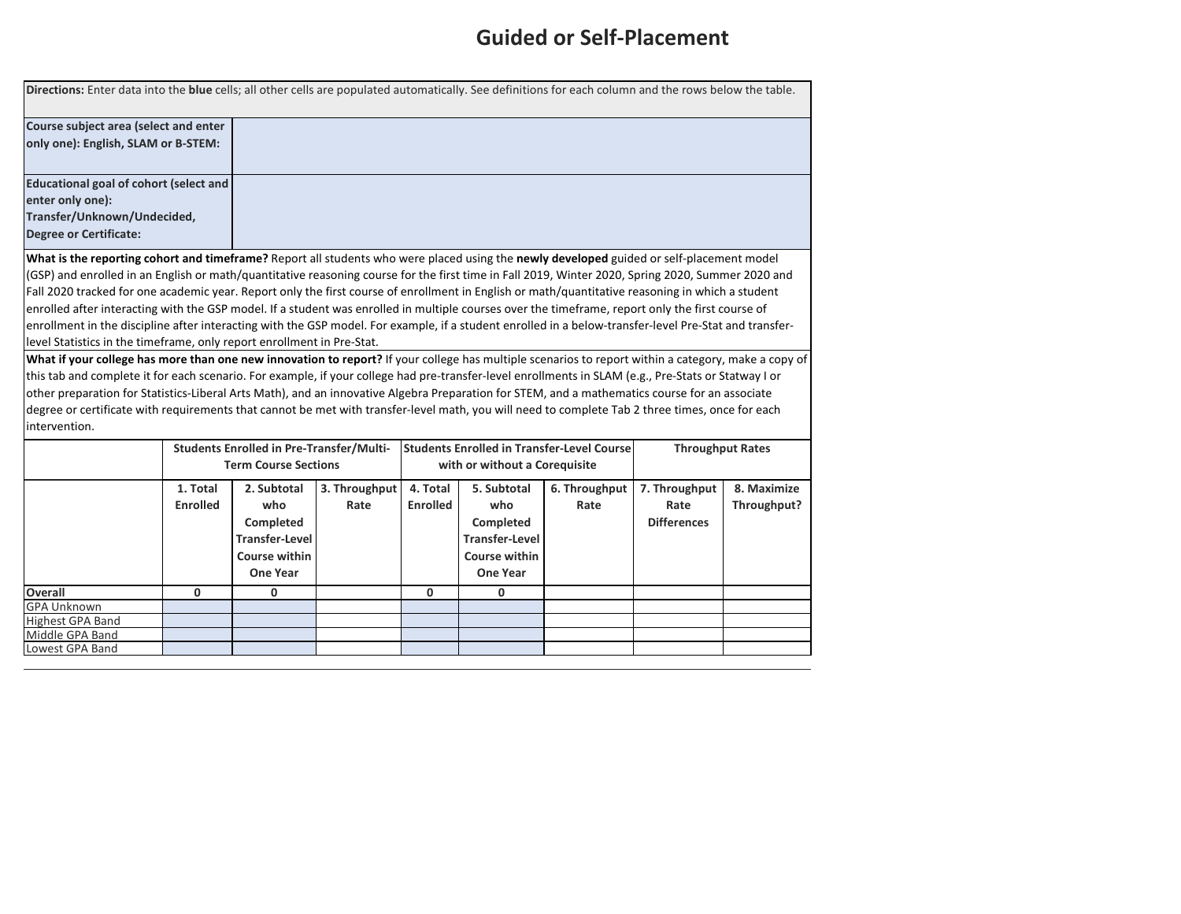# Guided or Self-Placement

**Directions:** Enter data into the **blue** cells; all other cells are populated automatically. See definitions for each column and the rows below the table.

| | |
|---|---|
| **Course subject area (select and enter only one): English, SLAM or B-STEM:** | |
| **Educational goal of cohort (select and enter only one): Transfer/Unknown/Undecided, Degree or Certificate:** | |

**What is the reporting cohort and timeframe?** Report all students who were placed using the **newly developed** guided or self-placement model (GSP) and enrolled in an English or math/quantitative reasoning course for the first time in Fall 2019, Winter 2020, Spring 2020, Summer 2020 and Fall 2020 tracked for one academic year. Report only the first course of enrollment in English or math/quantitative reasoning in which a student enrolled after interacting with the GSP model. If a student was enrolled in multiple courses over the timeframe, report only the first course of enrollment in the discipline after interacting with the GSP model. For example, if a student enrolled in a below-transfer-level Pre-Stat and transfer-level Statistics in the timeframe, only report enrollment in Pre-Stat.

**What if your college has more than one new innovation to report?** If your college has multiple scenarios to report within a category, make a copy of this tab and complete it for each scenario. For example, if your college had pre-transfer-level enrollments in SLAM (e.g., Pre-Stats or Statway I or other preparation for Statistics-Liberal Arts Math), and an innovative Algebra Preparation for STEM, and a mathematics course for an associate degree or certificate with requirements that cannot be met with transfer-level math, you will need to complete Tab 2 three times, once for each intervention.

| | Students Enrolled in Pre-Transfer/Multi-Term Course Sections | | | Students Enrolled in Transfer-Level Course with or without a Corequisite | | | Throughput Rates | |
|---|---|---|---|---|---|---|---|---|
| | 1. Total Enrolled | 2. Subtotal who Completed Transfer-Level Course within One Year | 3. Throughput Rate | 4. Total Enrolled | 5. Subtotal who Completed Transfer-Level Course within One Year | 6. Throughput Rate | 7. Throughput Rate Differences | 8. Maximize Throughput? |
| **Overall** | 0 | 0 | | 0 | 0 | | | |
| GPA Unknown | | | | | | | | |
| Highest GPA Band | | | | | | | | |
| Middle GPA Band | | | | | | | | |
| Lowest GPA Band | | | | | | | | |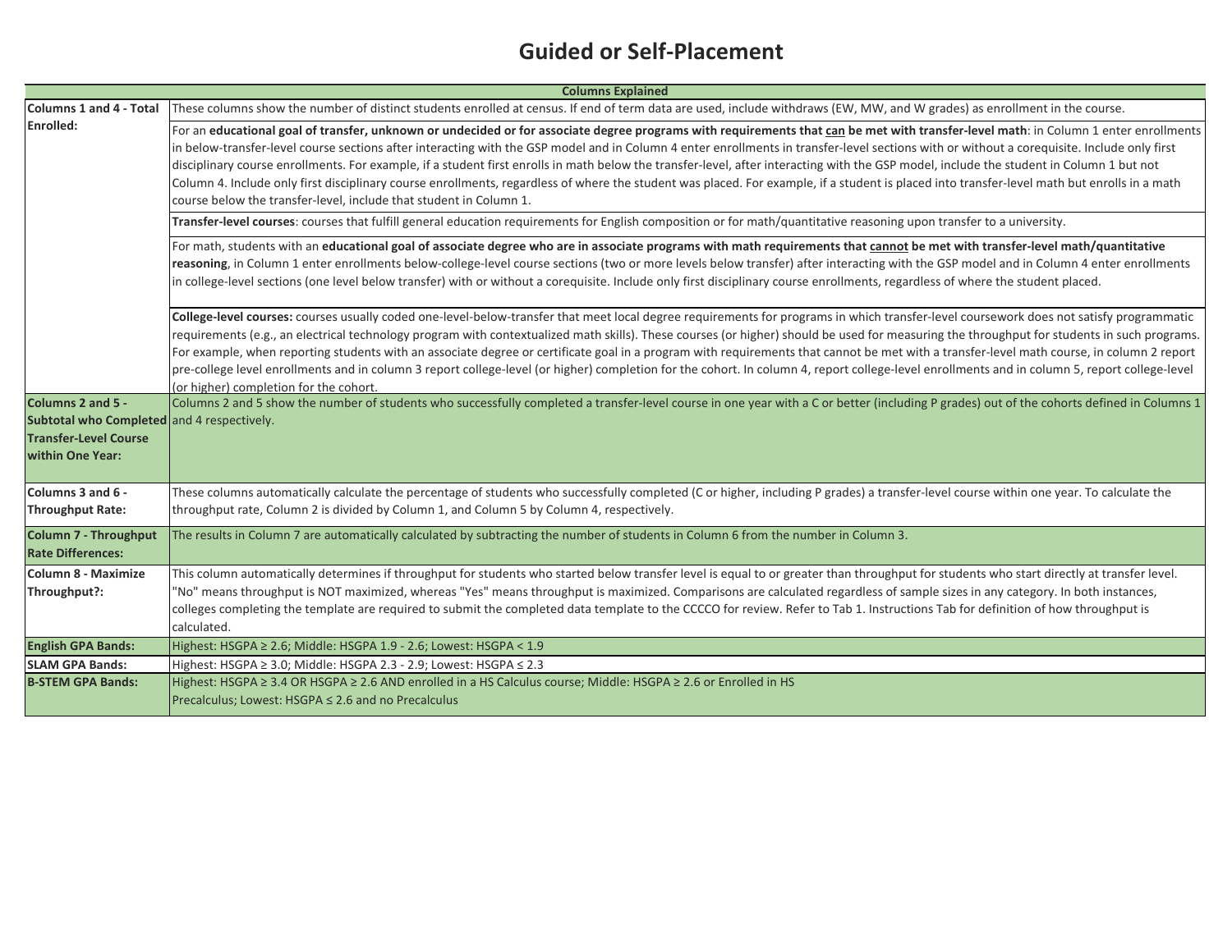# Guided or Self-Placement

| Columns Explained | |
|---|---|
| **Columns 1 and 4 - Total Enrolled:** | These columns show the number of distinct students enrolled at census. If end of term data are used, include withdraws (EW, MW, and W grades) as enrollment in the course. |
| | For an **educational goal of transfer, unknown or undecided or for associate degree programs with requirements that <u>can</u> be met with transfer-level math**: in Column 1 enter enrollments in below-transfer-level course sections after interacting with the GSP model and in Column 4 enter enrollments in transfer-level sections with or without a corequisite. Include only first disciplinary course enrollments. For example, if a student first enrolls in math below the transfer-level, after interacting with the GSP model, include the student in Column 1 but not Column 4. Include only first disciplinary course enrollments, regardless of where the student was placed. For example, if a student is placed into transfer-level math but enrolls in a math course below the transfer-level, include that student in Column 1. |
| | **Transfer-level courses**: courses that fulfill general education requirements for English composition or for math/quantitative reasoning upon transfer to a university. |
| | For math, students with an **educational goal of associate degree who are in associate programs with math requirements that <u>cannot</u> be met with transfer-level math/quantitative reasoning**, in Column 1 enter enrollments below-college-level course sections (two or more levels below transfer) after interacting with the GSP model and in Column 4 enter enrollments in college-level sections (one level below transfer) with or without a corequisite. Include only first disciplinary course enrollments, regardless of where the student placed. |
| | **College-level courses:** courses usually coded one-level-below-transfer that meet local degree requirements for programs in which transfer-level coursework does not satisfy programmatic requirements (e.g., an electrical technology program with contextualized math skills). These courses (or higher) should be used for measuring the throughput for students in such programs. For example, when reporting students with an associate degree or certificate goal in a program with requirements that cannot be met with a transfer-level math course, in column 2 report pre-college level enrollments and in column 3 report college-level (or higher) completion for the cohort. In column 4, report college-level enrollments and in column 5, report college-level (or higher) completion for the cohort. |
| **Columns 2 and 5 - Subtotal who Completed Transfer-Level Course within One Year:** | Columns 2 and 5 show the number of students who successfully completed a transfer-level course in one year with a C or better (including P grades) out of the cohorts defined in Columns 1 and 4 respectively. |
| **Columns 3 and 6 - Throughput Rate:** | These columns automatically calculate the percentage of students who successfully completed (C or higher, including P grades) a transfer-level course within one year. To calculate the throughput rate, Column 2 is divided by Column 1, and Column 5 by Column 4, respectively. |
| **Column 7 - Throughput Rate Differences:** | The results in Column 7 are automatically calculated by subtracting the number of students in Column 6 from the number in Column 3. |
| **Column 8 - Maximize Throughput?:** | This column automatically determines if throughput for students who started below transfer level is equal to or greater than throughput for students who start directly at transfer level. "No" means throughput is NOT maximized, whereas "Yes" means throughput is maximized. Comparisons are calculated regardless of sample sizes in any category. In both instances, colleges completing the template are required to submit the completed data template to the CCCCO for review. Refer to Tab 1. Instructions Tab for definition of how throughput is calculated. |
| **English GPA Bands:** | Highest: HSGPA ≥ 2.6; Middle: HSGPA 1.9 - 2.6; Lowest: HSGPA < 1.9 |
| **SLAM GPA Bands:** | Highest: HSGPA ≥ 3.0; Middle: HSGPA 2.3 - 2.9; Lowest: HSGPA ≤ 2.3 |
| **B-STEM GPA Bands:** | Highest: HSGPA ≥ 3.4 OR HSGPA ≥ 2.6 AND enrolled in a HS Calculus course; Middle: HSGPA ≥ 2.6 or Enrolled in HS Precalculus; Lowest: HSGPA ≤ 2.6 and no Precalculus |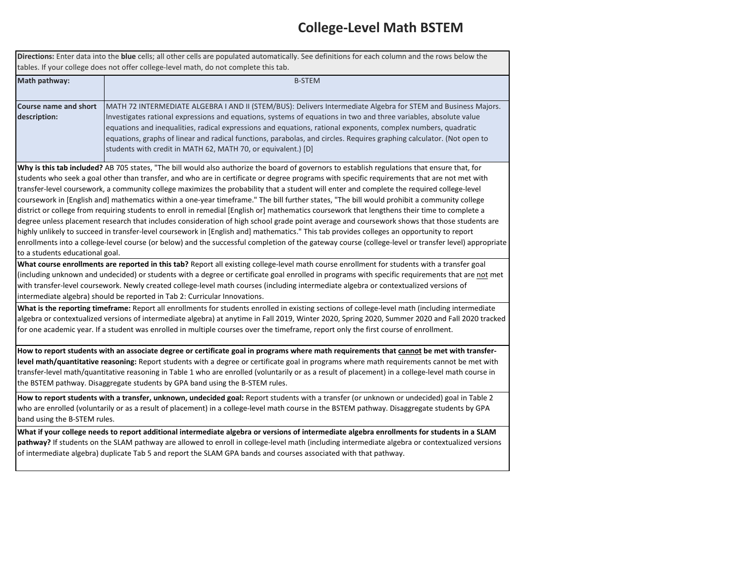# College-Level Math BSTEM

**Directions:** Enter data into the **blue** cells; all other cells are populated automatically. See definitions for each column and the rows below the tables. If your college does not offer college-level math, do not complete this tab.

| **Math pathway:** | B-STEM |
|---|---|
| **Course name and short description:** | MATH 72 INTERMEDIATE ALGEBRA I AND II (STEM/BUS): Delivers Intermediate Algebra for STEM and Business Majors. Investigates rational expressions and equations, systems of equations in two and three variables, absolute value equations and inequalities, radical expressions and equations, rational exponents, complex numbers, quadratic equations, graphs of linear and radical functions, parabolas, and circles. Requires graphing calculator. (Not open to students with credit in MATH 62, MATH 70, or equivalent.) [D] |

**Why is this tab included?** AB 705 states, "The bill would also authorize the board of governors to establish regulations that ensure that, for students who seek a goal other than transfer, and who are in certificate or degree programs with specific requirements that are not met with transfer-level coursework, a community college maximizes the probability that a student will enter and complete the required college-level coursework in [English and] mathematics within a one-year timeframe." The bill further states, "The bill would prohibit a community college district or college from requiring students to enroll in remedial [English or] mathematics coursework that lengthens their time to complete a degree unless placement research that includes consideration of high school grade point average and coursework shows that those students are highly unlikely to succeed in transfer-level coursework in [English and] mathematics." This tab provides colleges an opportunity to report enrollments into a college-level course (or below) and the successful completion of the gateway course (college-level or transfer level) appropriate to a students educational goal.

**What course enrollments are reported in this tab?** Report all existing college-level math course enrollment for students with a transfer goal (including unknown and undecided) or students with a degree or certificate goal enrolled in programs with specific requirements that are <u>not</u> met with transfer-level coursework. Newly created college-level math courses (including intermediate algebra or contextualized versions of intermediate algebra) should be reported in Tab 2: Curricular Innovations.

**What is the reporting timeframe:** Report all enrollments for students enrolled in existing sections of college-level math (including intermediate algebra or contextualized versions of intermediate algebra) at anytime in Fall 2019, Winter 2020, Spring 2020, Summer 2020 and Fall 2020 tracked for one academic year. If a student was enrolled in multiple courses over the timeframe, report only the first course of enrollment.

**How to report students with an associate degree or certificate goal in programs where math requirements that <u>cannot</u> be met with transfer-level math/quantitative reasoning:** Report students with a degree or certificate goal in programs where math requirements cannot be met with transfer-level math/quantitative reasoning in Table 1 who are enrolled (voluntarily or as a result of placement) in a college-level math course in the BSTEM pathway. Disaggregate students by GPA band using the B-STEM rules.

**How to report students with a transfer, unknown, undecided goal:** Report students with a transfer (or unknown or undecided) goal in Table 2 who are enrolled (voluntarily or as a result of placement) in a college-level math course in the BSTEM pathway. Disaggregate students by GPA band using the B-STEM rules.

**What if your college needs to report additional intermediate algebra or versions of intermediate algebra enrollments for students in a SLAM pathway?** If students on the SLAM pathway are allowed to enroll in college-level math (including intermediate algebra or contextualized versions of intermediate algebra) duplicate Tab 5 and report the SLAM GPA bands and courses associated with that pathway.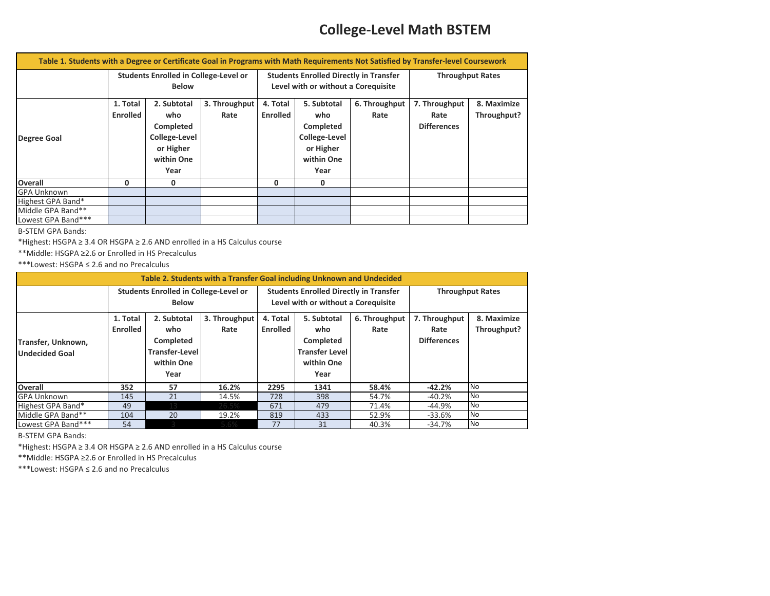# College-Level Math BSTEM

| Table 1. Students with a Degree or Certificate Goal in Programs with Math Requirements Not Satisfied by Transfer-level Coursework | | | | | | | | |
|---|---|---|---|---|---|---|---|---|
| | Students Enrolled in College-Level or Below | | | Students Enrolled Directly in Transfer Level with or without a Corequisite | | | Throughput Rates | |
| Degree Goal | 1. Total Enrolled | 2. Subtotal who Completed College-Level or Higher within One Year | 3. Throughput Rate | 4. Total Enrolled | 5. Subtotal who Completed College-Level or Higher within One Year | 6. Throughput Rate | 7. Throughput Rate Differences | 8. Maximize Throughput? |
| **Overall** | **0** | **0** | | **0** | **0** | | | |
| GPA Unknown | | | | | | | | |
| Highest GPA Band* | | | | | | | | |
| Middle GPA Band** | | | | | | | | |
| Lowest GPA Band*** | | | | | | | | |

B-STEM GPA Bands:

*Highest: HSGPA ≥ 3.4 OR HSGPA ≥ 2.6 AND enrolled in a HS Calculus course

**Middle: HSGPA ≥2.6 or Enrolled in HS Precalculus

***Lowest: HSGPA ≤ 2.6 and no Precalculus

| Table 2. Students with a Transfer Goal including Unknown and Undecided | | | | | | | | |
|---|---|---|---|---|---|---|---|---|
| | Students Enrolled in College-Level or Below | | | Students Enrolled Directly in Transfer Level with or without a Corequisite | | | Throughput Rates | |
| Transfer, Unknown, Undecided Goal | 1. Total Enrolled | 2. Subtotal who Completed Transfer-Level within One Year | 3. Throughput Rate | 4. Total Enrolled | 5. Subtotal who Completed Transfer Level within One Year | 6. Throughput Rate | 7. Throughput Rate Differences | 8. Maximize Throughput? |
| **Overall** | **352** | **57** | **16.2%** | **2295** | **1341** | **58.4%** | **-42.2%** | No |
| GPA Unknown | 145 | 21 | 14.5% | 728 | 398 | 54.7% | -40.2% | No |
| Highest GPA Band* | 49 | 13 | 26.5% | 671 | 479 | 71.4% | -44.9% | No |
| Middle GPA Band** | 104 | 20 | 19.2% | 819 | 433 | 52.9% | -33.6% | No |
| Lowest GPA Band*** | 54 | 3 | 5.6% | 77 | 31 | 40.3% | -34.7% | No |

B-STEM GPA Bands:

*Highest: HSGPA ≥ 3.4 OR HSGPA ≥ 2.6 AND enrolled in a HS Calculus course

**Middle: HSGPA ≥2.6 or Enrolled in HS Precalculus

***Lowest: HSGPA ≤ 2.6 and no Precalculus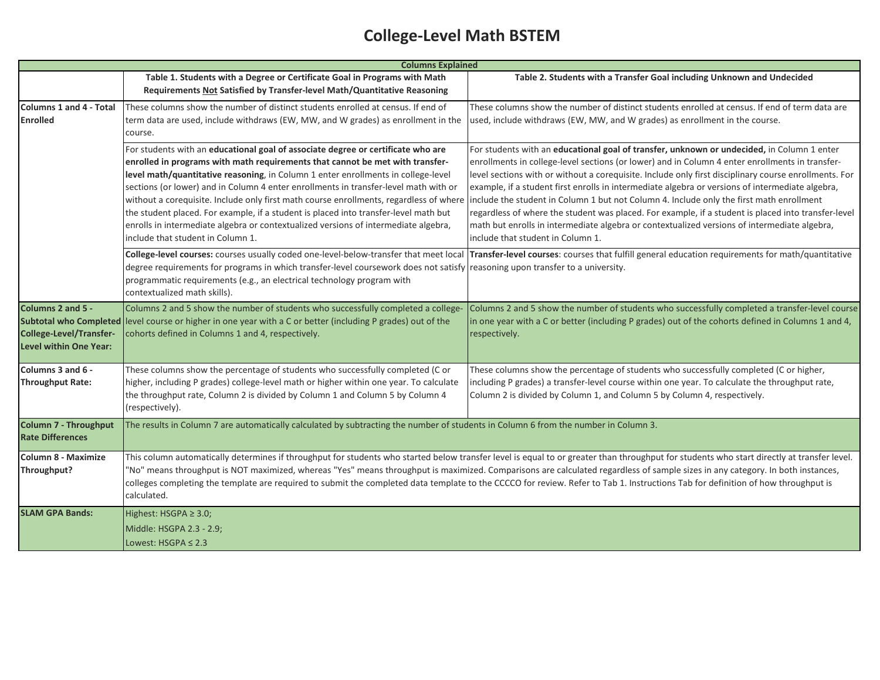# College-Level Math BSTEM

| Columns Explained | | |
|---|---|---|
| | **Table 1. Students with a Degree or Certificate Goal in Programs with Math Requirements Not Satisfied by Transfer-level Math/Quantitative Reasoning** | **Table 2. Students with a Transfer Goal including Unknown and Undecided** |
| **Columns 1 and 4 - Total Enrolled** | These columns show the number of distinct students enrolled at census. If end of term data are used, include withdraws (EW, MW, and W grades) as enrollment in the course. | These columns show the number of distinct students enrolled at census. If end of term data are used, include withdraws (EW, MW, and W grades) as enrollment in the course. |
| | For students with an **educational goal of associate degree or certificate who are enrolled in programs with math requirements that cannot be met with transfer-level math/quantitative reasoning**, in Column 1 enter enrollments in college-level sections (or lower) and in Column 4 enter enrollments in transfer-level math with or without a corequisite. Include only first math course enrollments, regardless of where the student placed. For example, if a student is placed into transfer-level math but enrolls in intermediate algebra or contextualized versions of intermediate algebra, include that student in Column 1. | For students with an **educational goal of transfer, unknown or undecided,** in Column 1 enter enrollments in college-level sections (or lower) and in Column 4 enter enrollments in transfer-level sections with or without a corequisite. Include only first disciplinary course enrollments. For example, if a student first enrolls in intermediate algebra or versions of intermediate algebra, include the student in Column 1 but not Column 4. Include only the first math enrollment regardless of where the student was placed. For example, if a student is placed into transfer-level math but enrolls in intermediate algebra or contextualized versions of intermediate algebra, include that student in Column 1. |
| | **College-level courses:** courses usually coded one-level-below-transfer that meet local degree requirements for programs in which transfer-level coursework does not satisfy programmatic requirements (e.g., an electrical technology program with contextualized math skills). | **Transfer-level courses**: courses that fulfill general education requirements for math/quantitative reasoning upon transfer to a university. |
| **Columns 2 and 5 - Subtotal who Completed College-Level/Transfer-Level within One Year:** | Columns 2 and 5 show the number of students who successfully completed a college-level course or higher in one year with a C or better (including P grades) out of the cohorts defined in Columns 1 and 4, respectively. | Columns 2 and 5 show the number of students who successfully completed a transfer-level course in one year with a C or better (including P grades) out of the cohorts defined in Columns 1 and 4, respectively. |
| **Columns 3 and 6 - Throughput Rate:** | These columns show the percentage of students who successfully completed (C or higher, including P grades) college-level math or higher within one year. To calculate the throughput rate, Column 2 is divided by Column 1 and Column 5 by Column 4 (respectively). | These columns show the percentage of students who successfully completed (C or higher, including P grades) a transfer-level course within one year. To calculate the throughput rate, Column 2 is divided by Column 1, and Column 5 by Column 4, respectively. |
| **Column 7 - Throughput Rate Differences** | The results in Column 7 are automatically calculated by subtracting the number of students in Column 6 from the number in Column 3. | |
| **Column 8 - Maximize Throughput?** | This column automatically determines if throughput for students who started below transfer level is equal to or greater than throughput for students who start directly at transfer level. "No" means throughput is NOT maximized, whereas "Yes" means throughput is maximized. Comparisons are calculated regardless of sample sizes in any category. In both instances, colleges completing the template are required to submit the completed data template to the CCCCO for review. Refer to Tab 1. Instructions Tab for definition of how throughput is calculated. | |
| **SLAM GPA Bands:** | Highest: HSGPA ≥ 3.0;<br>Middle: HSGPA 2.3 - 2.9;<br>Lowest: HSGPA ≤ 2.3 | |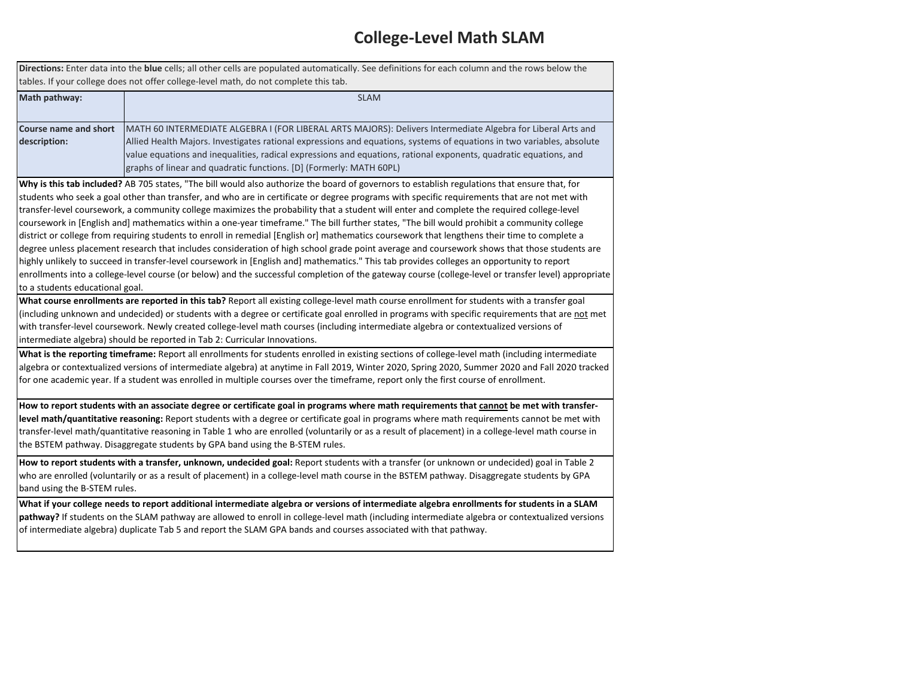# College-Level Math SLAM

**Directions:** Enter data into the **blue** cells; all other cells are populated automatically. See definitions for each column and the rows below the tables. If your college does not offer college-level math, do not complete this tab.

| | |
|---|---|
| **Math pathway:** | SLAM |
| **Course name and short description:** | MATH 60 INTERMEDIATE ALGEBRA I (FOR LIBERAL ARTS MAJORS): Delivers Intermediate Algebra for Liberal Arts and Allied Health Majors. Investigates rational expressions and equations, systems of equations in two variables, absolute value equations and inequalities, radical expressions and equations, rational exponents, quadratic equations, and graphs of linear and quadratic functions. [D] (Formerly: MATH 60PL) |

**Why is this tab included?** AB 705 states, "The bill would also authorize the board of governors to establish regulations that ensure that, for students who seek a goal other than transfer, and who are in certificate or degree programs with specific requirements that are not met with transfer-level coursework, a community college maximizes the probability that a student will enter and complete the required college-level coursework in [English and] mathematics within a one-year timeframe." The bill further states, "The bill would prohibit a community college district or college from requiring students to enroll in remedial [English or] mathematics coursework that lengthens their time to complete a degree unless placement research that includes consideration of high school grade point average and coursework shows that those students are highly unlikely to succeed in transfer-level coursework in [English and] mathematics." This tab provides colleges an opportunity to report enrollments into a college-level course (or below) and the successful completion of the gateway course (college-level or transfer level) appropriate to a students educational goal.

**What course enrollments are reported in this tab?** Report all existing college-level math course enrollment for students with a transfer goal (including unknown and undecided) or students with a degree or certificate goal enrolled in programs with specific requirements that are <u>not</u> met with transfer-level coursework. Newly created college-level math courses (including intermediate algebra or contextualized versions of intermediate algebra) should be reported in Tab 2: Curricular Innovations.

**What is the reporting timeframe:** Report all enrollments for students enrolled in existing sections of college-level math (including intermediate algebra or contextualized versions of intermediate algebra) at anytime in Fall 2019, Winter 2020, Spring 2020, Summer 2020 and Fall 2020 tracked for one academic year. If a student was enrolled in multiple courses over the timeframe, report only the first course of enrollment.

**How to report students with an associate degree or certificate goal in programs where math requirements that <u>cannot</u> be met with transfer-level math/quantitative reasoning:** Report students with a degree or certificate goal in programs where math requirements cannot be met with transfer-level math/quantitative reasoning in Table 1 who are enrolled (voluntarily or as a result of placement) in a college-level math course in the BSTEM pathway. Disaggregate students by GPA band using the B-STEM rules.

**How to report students with a transfer, unknown, undecided goal:** Report students with a transfer (or unknown or undecided) goal in Table 2 who are enrolled (voluntarily or as a result of placement) in a college-level math course in the BSTEM pathway. Disaggregate students by GPA band using the B-STEM rules.

**What if your college needs to report additional intermediate algebra or versions of intermediate algebra enrollments for students in a SLAM pathway?** If students on the SLAM pathway are allowed to enroll in college-level math (including intermediate algebra or contextualized versions of intermediate algebra) duplicate Tab 5 and report the SLAM GPA bands and courses associated with that pathway.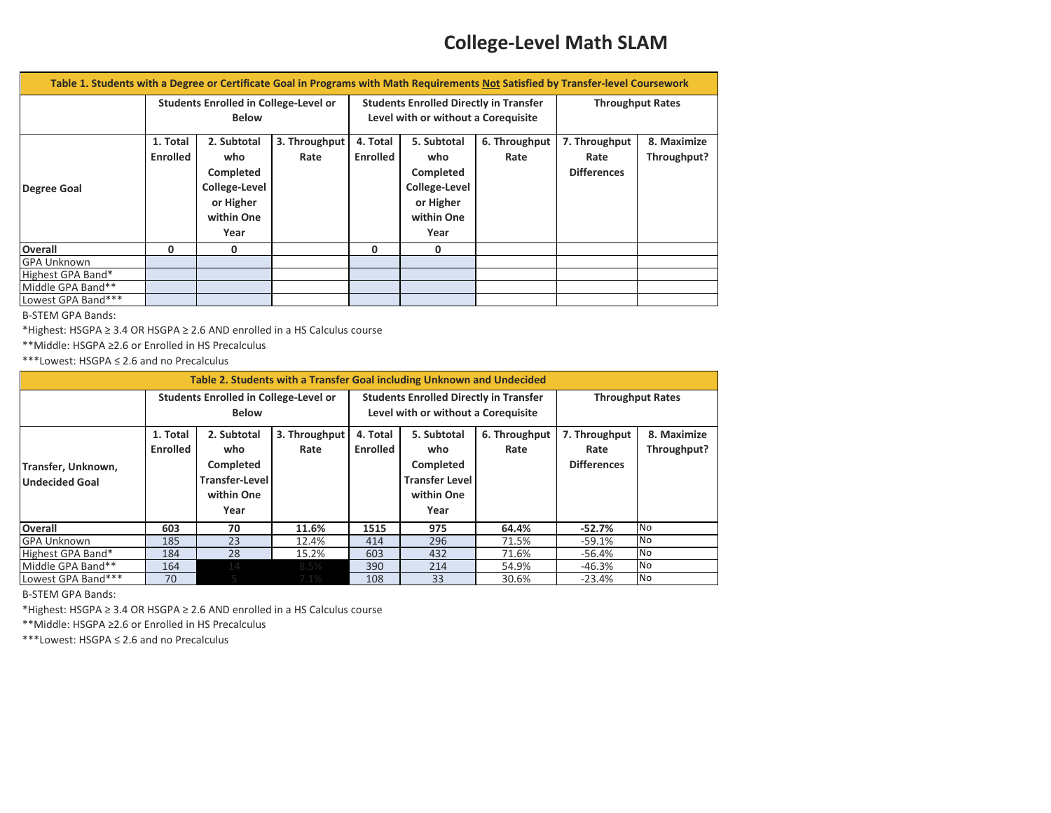# College-Level Math SLAM

| Table 1. Students with a Degree or Certificate Goal in Programs with Math Requirements Not Satisfied by Transfer-level Coursework | | | | | | | | |
|---|---|---|---|---|---|---|---|---|
| | Students Enrolled in College-Level or Below | | | Students Enrolled Directly in Transfer Level with or without a Corequisite | | | Throughput Rates | |
| Degree Goal | 1. Total Enrolled | 2. Subtotal who Completed College-Level or Higher within One Year | 3. Throughput Rate | 4. Total Enrolled | 5. Subtotal who Completed College-Level or Higher within One Year | 6. Throughput Rate | 7. Throughput Rate Differences | 8. Maximize Throughput? |
| **Overall** | **0** | **0** | | **0** | **0** | | | |
| GPA Unknown | | | | | | | | |
| Highest GPA Band* | | | | | | | | |
| Middle GPA Band** | | | | | | | | |
| Lowest GPA Band*** | | | | | | | | |

B-STEM GPA Bands:

*Highest: HSGPA ≥ 3.4 OR HSGPA ≥ 2.6 AND enrolled in a HS Calculus course

**Middle: HSGPA ≥2.6 or Enrolled in HS Precalculus

***Lowest: HSGPA ≤ 2.6 and no Precalculus

| Table 2. Students with a Transfer Goal including Unknown and Undecided | | | | | | | | |
|---|---|---|---|---|---|---|---|---|
| | Students Enrolled in College-Level or Below | | | Students Enrolled Directly in Transfer Level with or without a Corequisite | | | Throughput Rates | |
| Transfer, Unknown, Undecided Goal | 1. Total Enrolled | 2. Subtotal who Completed Transfer-Level within One Year | 3. Throughput Rate | 4. Total Enrolled | 5. Subtotal who Completed Transfer Level within One Year | 6. Throughput Rate | 7. Throughput Rate Differences | 8. Maximize Throughput? |
| **Overall** | **603** | **70** | **11.6%** | **1515** | **975** | **64.4%** | **-52.7%** | No |
| GPA Unknown | 185 | 23 | 12.4% | 414 | 296 | 71.5% | -59.1% | No |
| Highest GPA Band* | 184 | 28 | 15.2% | 603 | 432 | 71.6% | -56.4% | No |
| Middle GPA Band** | 164 | 14 | 8.5% | 390 | 214 | 54.9% | -46.3% | No |
| Lowest GPA Band*** | 70 | 5 | 7.1% | 108 | 33 | 30.6% | -23.4% | No |

B-STEM GPA Bands:

*Highest: HSGPA ≥ 3.4 OR HSGPA ≥ 2.6 AND enrolled in a HS Calculus course

**Middle: HSGPA ≥2.6 or Enrolled in HS Precalculus

***Lowest: HSGPA ≤ 2.6 and no Precalculus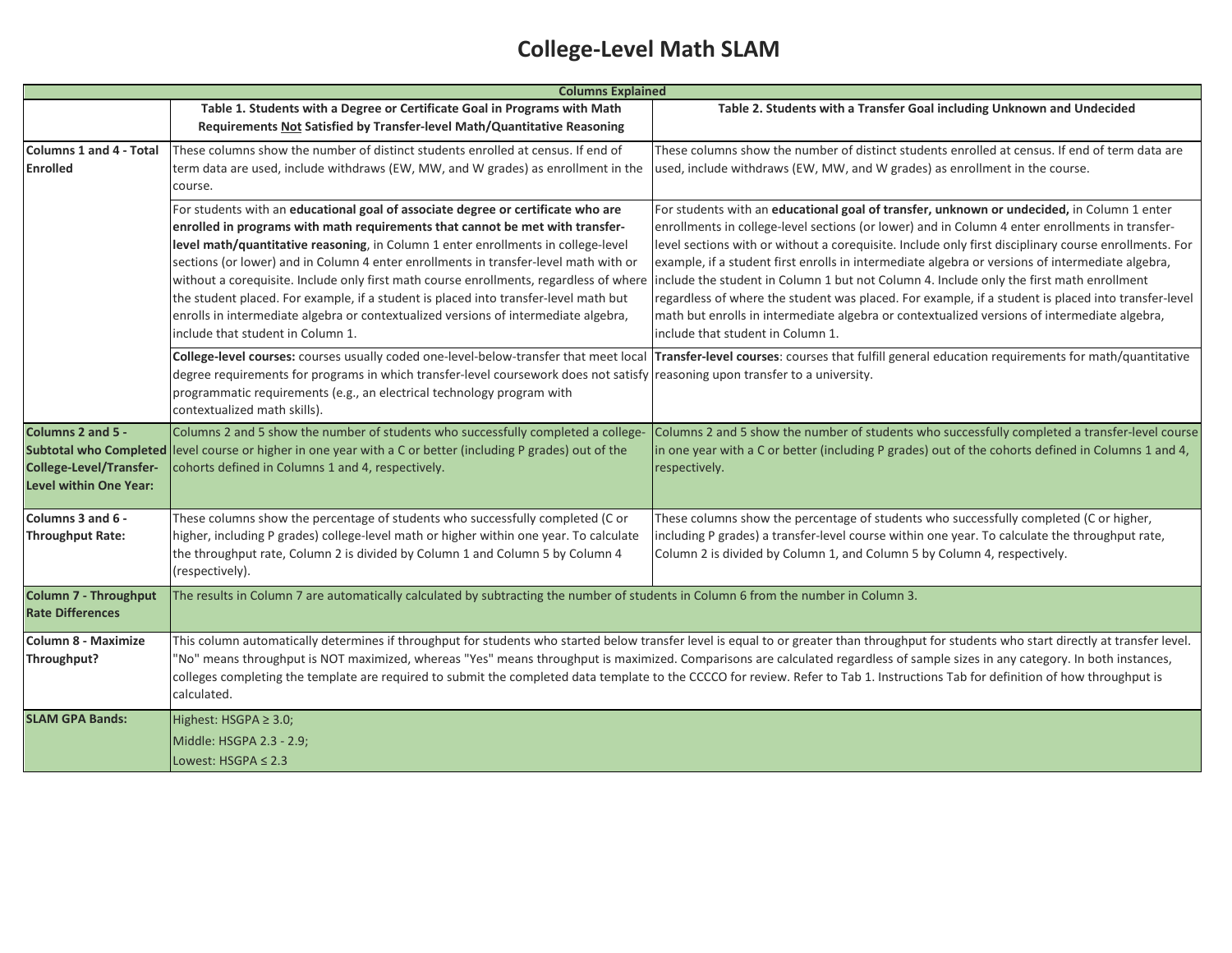# College-Level Math SLAM

| Columns Explained | | |
|---|---|---|
| | **Table 1. Students with a Degree or Certificate Goal in Programs with Math Requirements Not Satisfied by Transfer-level Math/Quantitative Reasoning** | **Table 2. Students with a Transfer Goal including Unknown and Undecided** |
| **Columns 1 and 4 - Total Enrolled** | These columns show the number of distinct students enrolled at census. If end of term data are used, include withdraws (EW, MW, and W grades) as enrollment in the course. | These columns show the number of distinct students enrolled at census. If end of term data are used, include withdraws (EW, MW, and W grades) as enrollment in the course. |
| | For students with an **educational goal of associate degree or certificate who are enrolled in programs with math requirements that cannot be met with transfer-level math/quantitative reasoning**, in Column 1 enter enrollments in college-level sections (or lower) and in Column 4 enter enrollments in transfer-level math with or without a corequisite. Include only first math course enrollments, regardless of where the student placed. For example, if a student is placed into transfer-level math but enrolls in intermediate algebra or contextualized versions of intermediate algebra, include that student in Column 1. | For students with an **educational goal of transfer, unknown or undecided,** in Column 1 enter enrollments in college-level sections (or lower) and in Column 4 enter enrollments in transfer-level sections with or without a corequisite. Include only first disciplinary course enrollments. For example, if a student first enrolls in intermediate algebra or versions of intermediate algebra, include the student in Column 1 but not Column 4. Include only the first math enrollment regardless of where the student was placed. For example, if a student is placed into transfer-level math but enrolls in intermediate algebra or contextualized versions of intermediate algebra, include that student in Column 1. |
| | **College-level courses:** courses usually coded one-level-below-transfer that meet local degree requirements for programs in which transfer-level coursework does not satisfy programmatic requirements (e.g., an electrical technology program with contextualized math skills). | **Transfer-level courses**: courses that fulfill general education requirements for math/quantitative reasoning upon transfer to a university. |
| **Columns 2 and 5 - Subtotal who Completed College-Level/Transfer-Level within One Year:** | Columns 2 and 5 show the number of students who successfully completed a college-level course or higher in one year with a C or better (including P grades) out of the cohorts defined in Columns 1 and 4, respectively. | Columns 2 and 5 show the number of students who successfully completed a transfer-level course in one year with a C or better (including P grades) out of the cohorts defined in Columns 1 and 4, respectively. |
| **Columns 3 and 6 - Throughput Rate:** | These columns show the percentage of students who successfully completed (C or higher, including P grades) college-level math or higher within one year. To calculate the throughput rate, Column 2 is divided by Column 1 and Column 5 by Column 4 (respectively). | These columns show the percentage of students who successfully completed (C or higher, including P grades) a transfer-level course within one year. To calculate the throughput rate, Column 2 is divided by Column 1, and Column 5 by Column 4, respectively. |
| **Column 7 - Throughput Rate Differences** | The results in Column 7 are automatically calculated by subtracting the number of students in Column 6 from the number in Column 3. | |
| **Column 8 - Maximize Throughput?** | This column automatically determines if throughput for students who started below transfer level is equal to or greater than throughput for students who start directly at transfer level. "No" means throughput is NOT maximized, whereas "Yes" means throughput is maximized. Comparisons are calculated regardless of sample sizes in any category. In both instances, colleges completing the template are required to submit the completed data template to the CCCCO for review. Refer to Tab 1. Instructions Tab for definition of how throughput is calculated. | |
| **SLAM GPA Bands:** | Highest: HSGPA ≥ 3.0;<br>Middle: HSGPA 2.3 - 2.9;<br>Lowest: HSGPA ≤ 2.3 | |